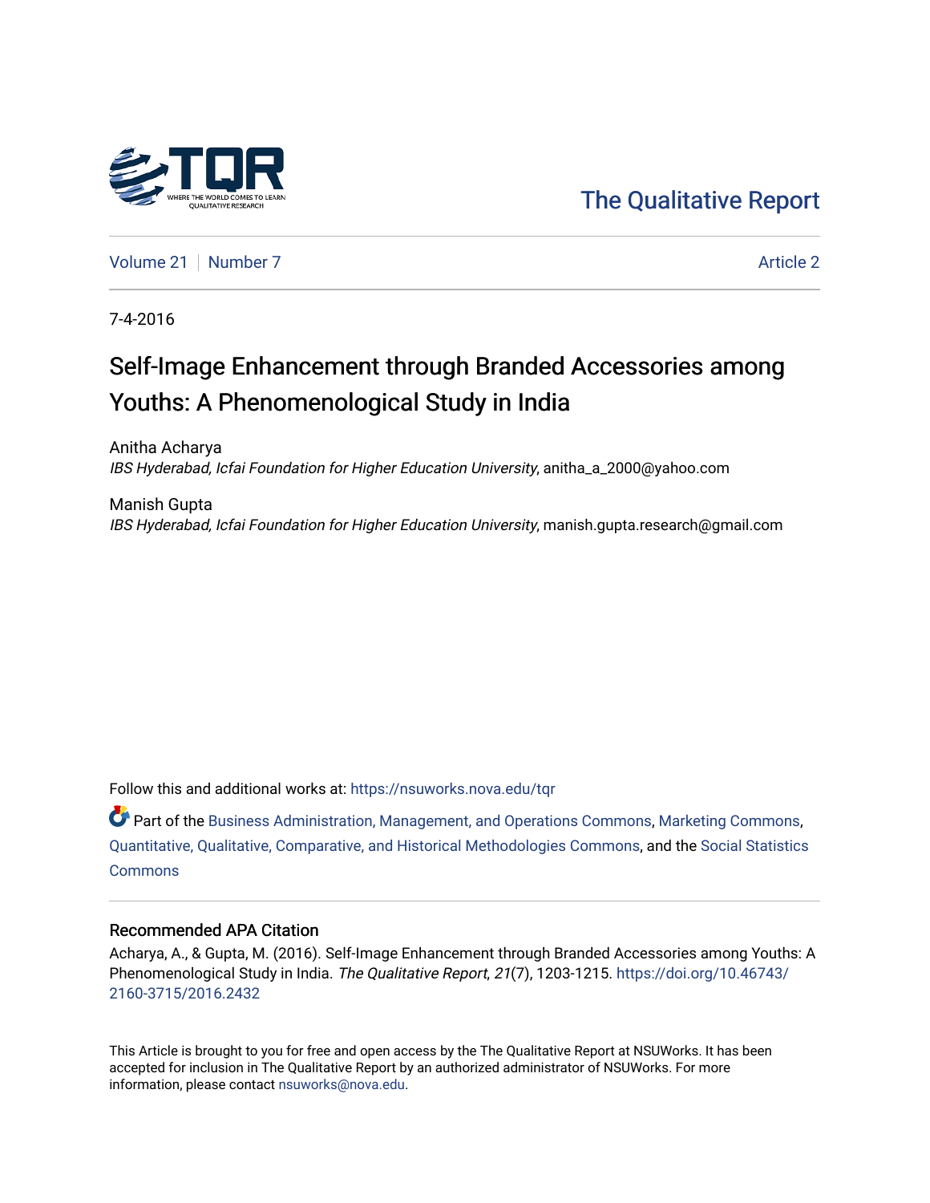The Qualitative Report

Volume 21 | Number 7 | Article 2

7-4-2016

# Self-Image Enhancement through Branded Accessories among Youths: A Phenomenological Study in India

Anitha Acharya
*IBS Hyderabad, Icfai Foundation for Higher Education University*, anitha_a_2000@yahoo.com

Manish Gupta
*IBS Hyderabad, Icfai Foundation for Higher Education University*, manish.gupta.research@gmail.com

Follow this and additional works at: https://nsuworks.nova.edu/tqr

Part of the Business Administration, Management, and Operations Commons, Marketing Commons, Quantitative, Qualitative, Comparative, and Historical Methodologies Commons, and the Social Statistics Commons

## Recommended APA Citation

Acharya, A., & Gupta, M. (2016). Self-Image Enhancement through Branded Accessories among Youths: A Phenomenological Study in India. *The Qualitative Report*, *21*(7), 1203-1215. https://doi.org/10.46743/2160-3715/2016.2432

This Article is brought to you for free and open access by the The Qualitative Report at NSUWorks. It has been accepted for inclusion in The Qualitative Report by an authorized administrator of NSUWorks. For more information, please contact nsuworks@nova.edu.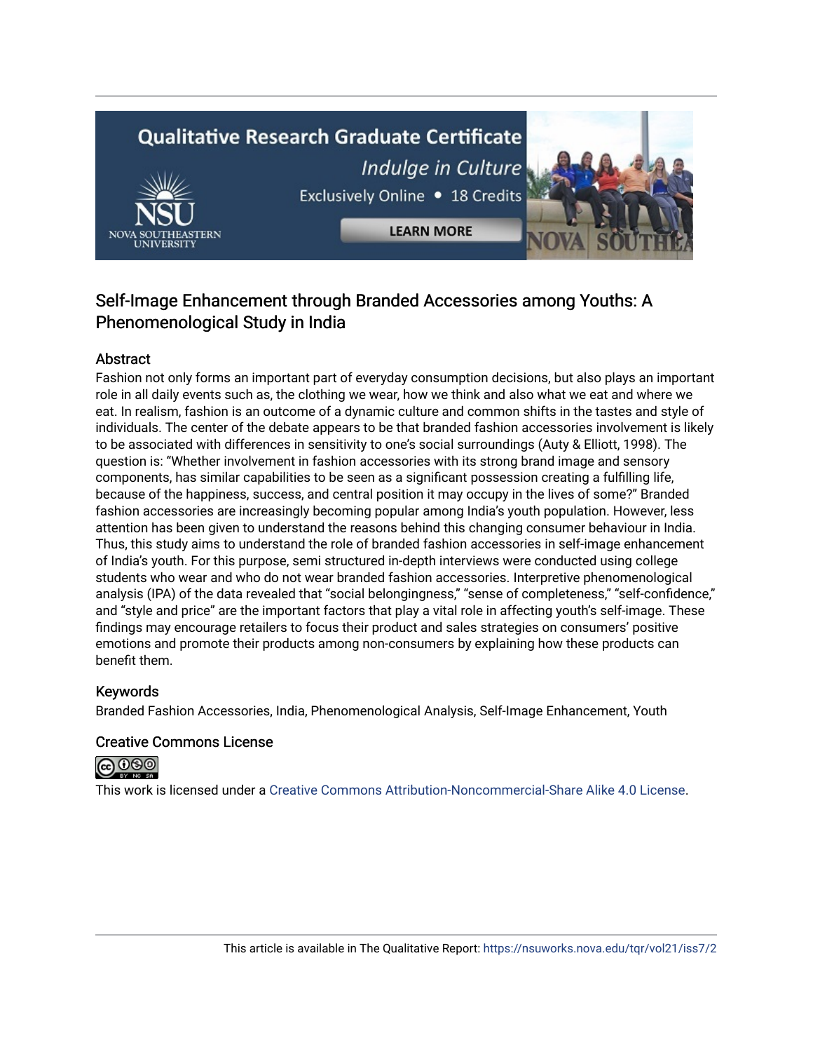# Self-Image Enhancement through Branded Accessories among Youths: A Phenomenological Study in India

## Abstract

Fashion not only forms an important part of everyday consumption decisions, but also plays an important role in all daily events such as, the clothing we wear, how we think and also what we eat and where we eat. In realism, fashion is an outcome of a dynamic culture and common shifts in the tastes and style of individuals. The center of the debate appears to be that branded fashion accessories involvement is likely to be associated with differences in sensitivity to one's social surroundings (Auty & Elliott, 1998). The question is: "Whether involvement in fashion accessories with its strong brand image and sensory components, has similar capabilities to be seen as a significant possession creating a fulfilling life, because of the happiness, success, and central position it may occupy in the lives of some?" Branded fashion accessories are increasingly becoming popular among India's youth population. However, less attention has been given to understand the reasons behind this changing consumer behaviour in India. Thus, this study aims to understand the role of branded fashion accessories in self-image enhancement of India's youth. For this purpose, semi structured in-depth interviews were conducted using college students who wear and who do not wear branded fashion accessories. Interpretive phenomenological analysis (IPA) of the data revealed that "social belongingness," "sense of completeness," "self-confidence," and "style and price" are the important factors that play a vital role in affecting youth's self-image. These findings may encourage retailers to focus their product and sales strategies on consumers' positive emotions and promote their products among non-consumers by explaining how these products can benefit them.

## Keywords

Branded Fashion Accessories, India, Phenomenological Analysis, Self-Image Enhancement, Youth

## Creative Commons License

This work is licensed under a Creative Commons Attribution-Noncommercial-Share Alike 4.0 License.

This article is available in The Qualitative Report: https://nsuworks.nova.edu/tqr/vol21/iss7/2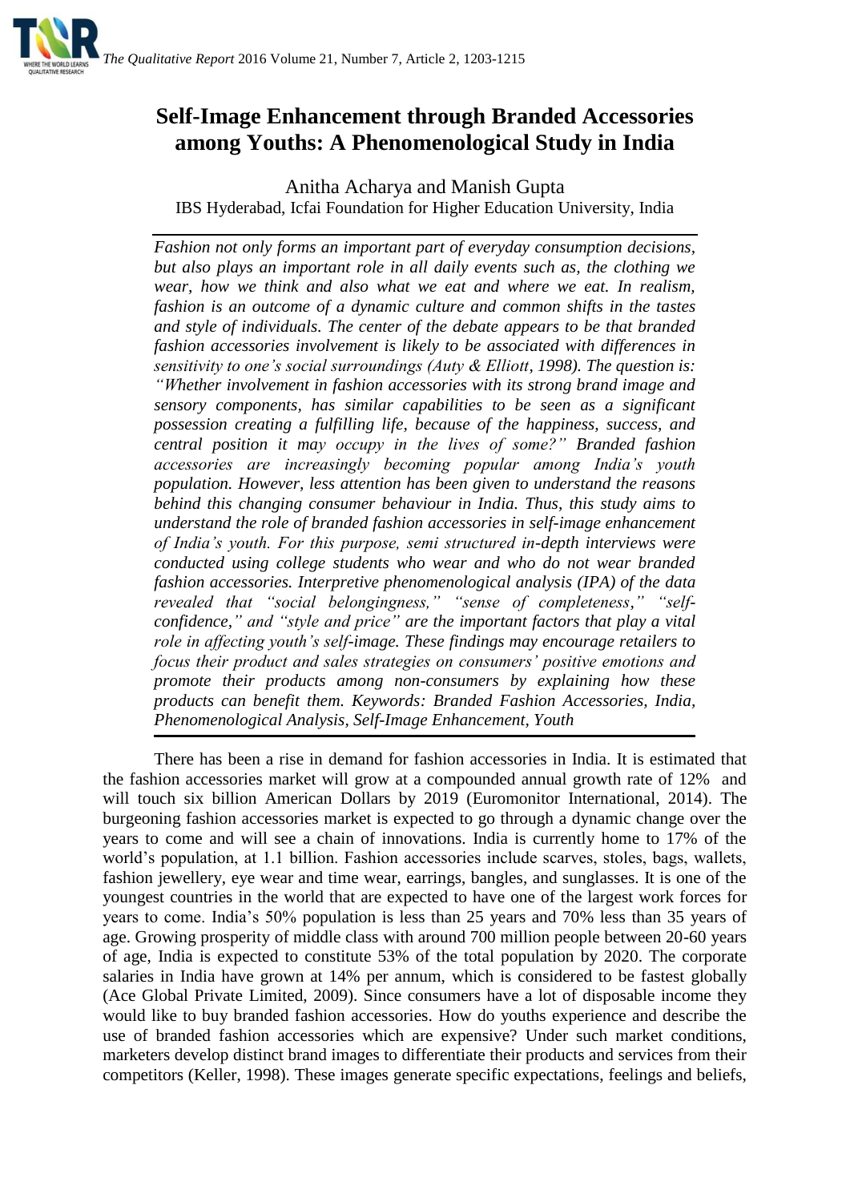# Self-Image Enhancement through Branded Accessories among Youths: A Phenomenological Study in India

Anitha Acharya and Manish Gupta
IBS Hyderabad, Icfai Foundation for Higher Education University, India

*Fashion not only forms an important part of everyday consumption decisions, but also plays an important role in all daily events such as, the clothing we wear, how we think and also what we eat and where we eat. In realism, fashion is an outcome of a dynamic culture and common shifts in the tastes and style of individuals. The center of the debate appears to be that branded fashion accessories involvement is likely to be associated with differences in sensitivity to one's social surroundings (Auty & Elliott, 1998). The question is: "Whether involvement in fashion accessories with its strong brand image and sensory components, has similar capabilities to be seen as a significant possession creating a fulfilling life, because of the happiness, success, and central position it may occupy in the lives of some?" Branded fashion accessories are increasingly becoming popular among India's youth population. However, less attention has been given to understand the reasons behind this changing consumer behaviour in India. Thus, this study aims to understand the role of branded fashion accessories in self-image enhancement of India's youth. For this purpose, semi structured in-depth interviews were conducted using college students who wear and who do not wear branded fashion accessories. Interpretive phenomenological analysis (IPA) of the data revealed that "social belongingness," "sense of completeness," "self-confidence," and "style and price" are the important factors that play a vital role in affecting youth's self-image. These findings may encourage retailers to focus their product and sales strategies on consumers' positive emotions and promote their products among non-consumers by explaining how these products can benefit them. Keywords: Branded Fashion Accessories, India, Phenomenological Analysis, Self-Image Enhancement, Youth*

There has been a rise in demand for fashion accessories in India. It is estimated that the fashion accessories market will grow at a compounded annual growth rate of 12% and will touch six billion American Dollars by 2019 (Euromonitor International, 2014). The burgeoning fashion accessories market is expected to go through a dynamic change over the years to come and will see a chain of innovations. India is currently home to 17% of the world's population, at 1.1 billion. Fashion accessories include scarves, stoles, bags, wallets, fashion jewellery, eye wear and time wear, earrings, bangles, and sunglasses. It is one of the youngest countries in the world that are expected to have one of the largest work forces for years to come. India's 50% population is less than 25 years and 70% less than 35 years of age. Growing prosperity of middle class with around 700 million people between 20-60 years of age, India is expected to constitute 53% of the total population by 2020. The corporate salaries in India have grown at 14% per annum, which is considered to be fastest globally (Ace Global Private Limited, 2009). Since consumers have a lot of disposable income they would like to buy branded fashion accessories. How do youths experience and describe the use of branded fashion accessories which are expensive? Under such market conditions, marketers develop distinct brand images to differentiate their products and services from their competitors (Keller, 1998). These images generate specific expectations, feelings and beliefs,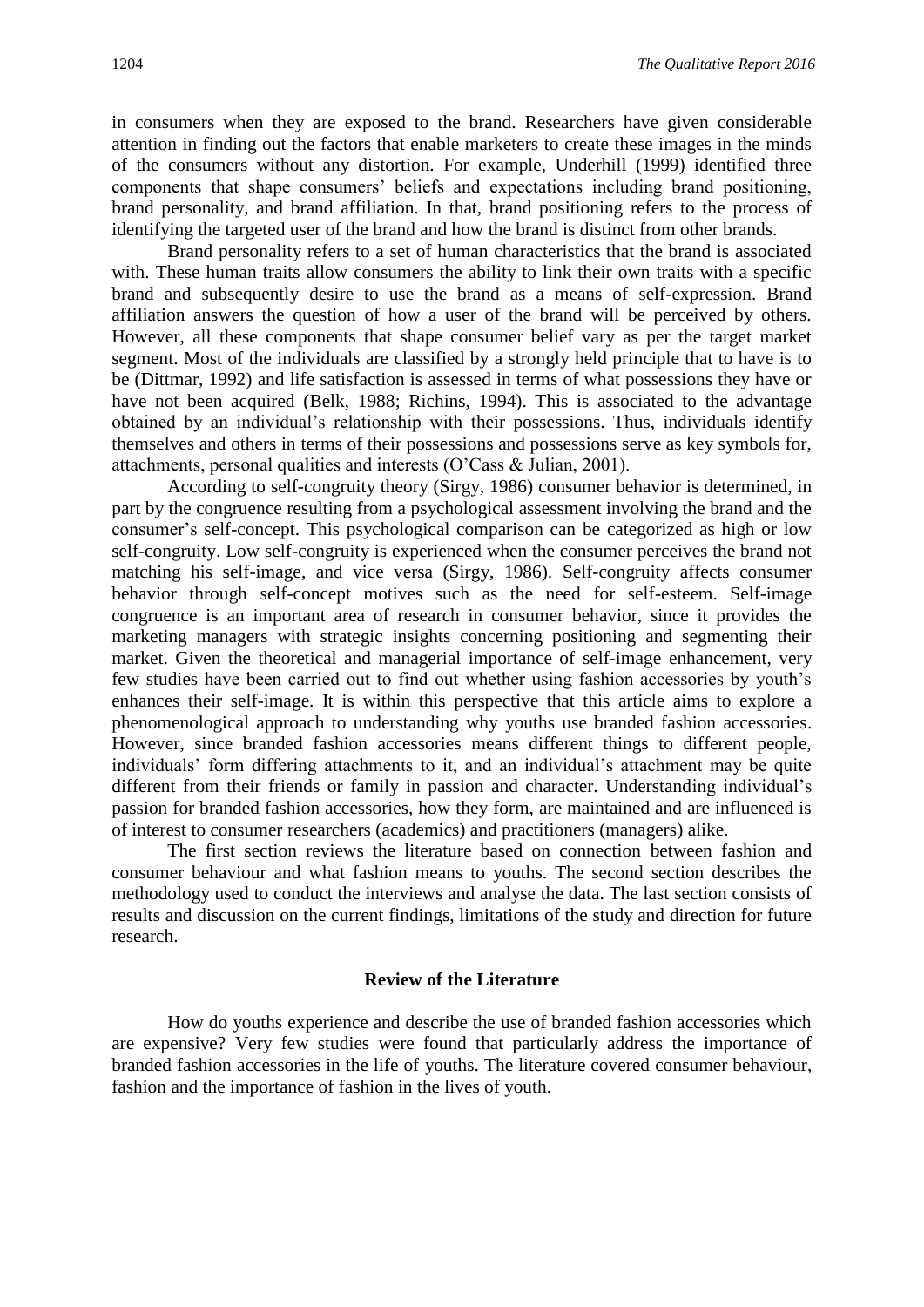in consumers when they are exposed to the brand. Researchers have given considerable attention in finding out the factors that enable marketers to create these images in the minds of the consumers without any distortion. For example, Underhill (1999) identified three components that shape consumers' beliefs and expectations including brand positioning, brand personality, and brand affiliation. In that, brand positioning refers to the process of identifying the targeted user of the brand and how the brand is distinct from other brands.

Brand personality refers to a set of human characteristics that the brand is associated with. These human traits allow consumers the ability to link their own traits with a specific brand and subsequently desire to use the brand as a means of self-expression. Brand affiliation answers the question of how a user of the brand will be perceived by others. However, all these components that shape consumer belief vary as per the target market segment. Most of the individuals are classified by a strongly held principle that to have is to be (Dittmar, 1992) and life satisfaction is assessed in terms of what possessions they have or have not been acquired (Belk, 1988; Richins, 1994). This is associated to the advantage obtained by an individual's relationship with their possessions. Thus, individuals identify themselves and others in terms of their possessions and possessions serve as key symbols for, attachments, personal qualities and interests (O'Cass & Julian, 2001).

According to self-congruity theory (Sirgy, 1986) consumer behavior is determined, in part by the congruence resulting from a psychological assessment involving the brand and the consumer's self-concept. This psychological comparison can be categorized as high or low self-congruity. Low self-congruity is experienced when the consumer perceives the brand not matching his self-image, and vice versa (Sirgy, 1986). Self-congruity affects consumer behavior through self-concept motives such as the need for self-esteem. Self-image congruence is an important area of research in consumer behavior, since it provides the marketing managers with strategic insights concerning positioning and segmenting their market. Given the theoretical and managerial importance of self-image enhancement, very few studies have been carried out to find out whether using fashion accessories by youth's enhances their self-image. It is within this perspective that this article aims to explore a phenomenological approach to understanding why youths use branded fashion accessories. However, since branded fashion accessories means different things to different people, individuals' form differing attachments to it, and an individual's attachment may be quite different from their friends or family in passion and character. Understanding individual's passion for branded fashion accessories, how they form, are maintained and are influenced is of interest to consumer researchers (academics) and practitioners (managers) alike.

The first section reviews the literature based on connection between fashion and consumer behaviour and what fashion means to youths. The second section describes the methodology used to conduct the interviews and analyse the data. The last section consists of results and discussion on the current findings, limitations of the study and direction for future research.

## Review of the Literature

How do youths experience and describe the use of branded fashion accessories which are expensive? Very few studies were found that particularly address the importance of branded fashion accessories in the life of youths. The literature covered consumer behaviour, fashion and the importance of fashion in the lives of youth.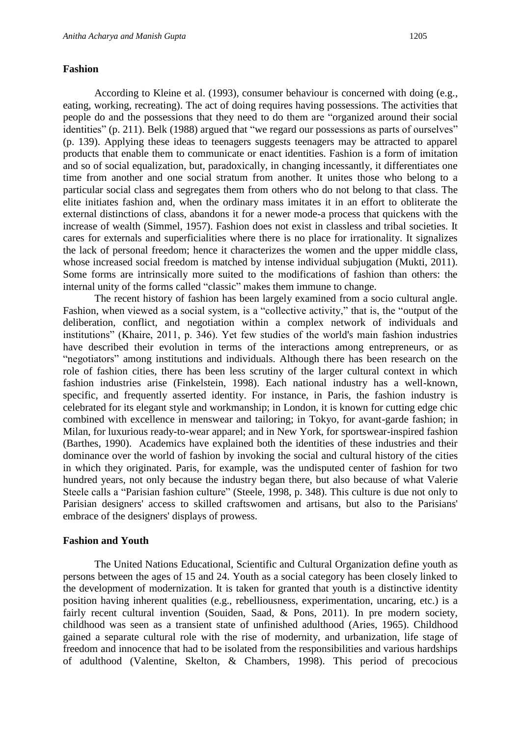## Fashion

According to Kleine et al. (1993), consumer behaviour is concerned with doing (e.g., eating, working, recreating). The act of doing requires having possessions. The activities that people do and the possessions that they need to do them are "organized around their social identities" (p. 211). Belk (1988) argued that "we regard our possessions as parts of ourselves" (p. 139). Applying these ideas to teenagers suggests teenagers may be attracted to apparel products that enable them to communicate or enact identities. Fashion is a form of imitation and so of social equalization, but, paradoxically, in changing incessantly, it differentiates one time from another and one social stratum from another. It unites those who belong to a particular social class and segregates them from others who do not belong to that class. The elite initiates fashion and, when the ordinary mass imitates it in an effort to obliterate the external distinctions of class, abandons it for a newer mode-a process that quickens with the increase of wealth (Simmel, 1957). Fashion does not exist in classless and tribal societies. It cares for externals and superficialities where there is no place for irrationality. It signalizes the lack of personal freedom; hence it characterizes the women and the upper middle class, whose increased social freedom is matched by intense individual subjugation (Mukti, 2011). Some forms are intrinsically more suited to the modifications of fashion than others: the internal unity of the forms called "classic" makes them immune to change.

The recent history of fashion has been largely examined from a socio cultural angle. Fashion, when viewed as a social system, is a "collective activity," that is, the "output of the deliberation, conflict, and negotiation within a complex network of individuals and institutions" (Khaire, 2011, p. 346). Yet few studies of the world's main fashion industries have described their evolution in terms of the interactions among entrepreneurs, or as "negotiators" among institutions and individuals. Although there has been research on the role of fashion cities, there has been less scrutiny of the larger cultural context in which fashion industries arise (Finkelstein, 1998). Each national industry has a well-known, specific, and frequently asserted identity. For instance, in Paris, the fashion industry is celebrated for its elegant style and workmanship; in London, it is known for cutting edge chic combined with excellence in menswear and tailoring; in Tokyo, for avant-garde fashion; in Milan, for luxurious ready-to-wear apparel; and in New York, for sportswear-inspired fashion (Barthes, 1990). Academics have explained both the identities of these industries and their dominance over the world of fashion by invoking the social and cultural history of the cities in which they originated. Paris, for example, was the undisputed center of fashion for two hundred years, not only because the industry began there, but also because of what Valerie Steele calls a "Parisian fashion culture" (Steele, 1998, p. 348). This culture is due not only to Parisian designers' access to skilled craftswomen and artisans, but also to the Parisians' embrace of the designers' displays of prowess.

## Fashion and Youth

The United Nations Educational, Scientific and Cultural Organization define youth as persons between the ages of 15 and 24. Youth as a social category has been closely linked to the development of modernization. It is taken for granted that youth is a distinctive identity position having inherent qualities (e.g., rebelliousness, experimentation, uncaring, etc.) is a fairly recent cultural invention (Souiden, Saad, & Pons, 2011). In pre modern society, childhood was seen as a transient state of unfinished adulthood (Aries, 1965). Childhood gained a separate cultural role with the rise of modernity, and urbanization, life stage of freedom and innocence that had to be isolated from the responsibilities and various hardships of adulthood (Valentine, Skelton, & Chambers, 1998). This period of precocious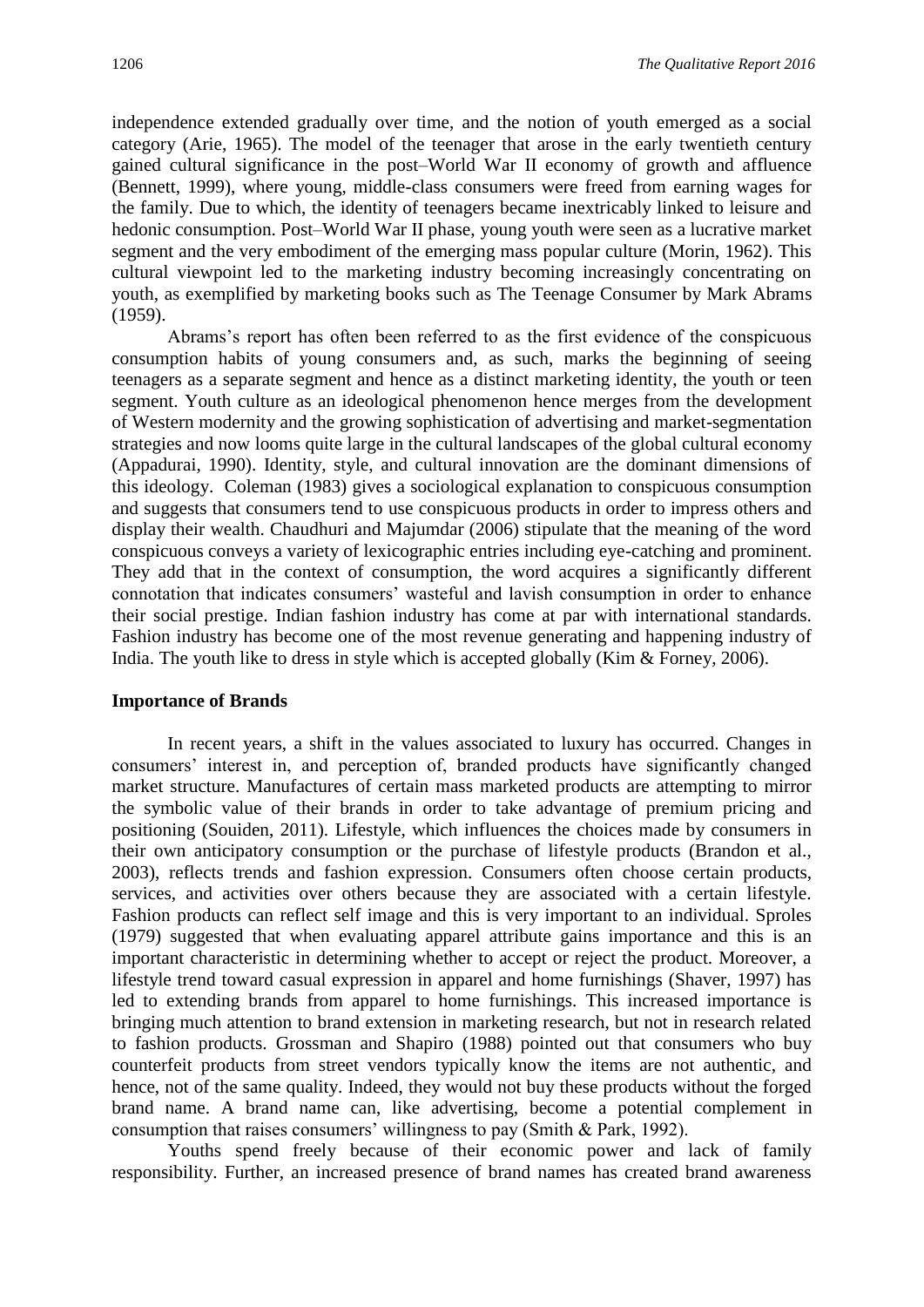independence extended gradually over time, and the notion of youth emerged as a social category (Arie, 1965). The model of the teenager that arose in the early twentieth century gained cultural significance in the post–World War II economy of growth and affluence (Bennett, 1999), where young, middle-class consumers were freed from earning wages for the family. Due to which, the identity of teenagers became inextricably linked to leisure and hedonic consumption. Post–World War II phase, young youth were seen as a lucrative market segment and the very embodiment of the emerging mass popular culture (Morin, 1962). This cultural viewpoint led to the marketing industry becoming increasingly concentrating on youth, as exemplified by marketing books such as The Teenage Consumer by Mark Abrams (1959).

Abrams's report has often been referred to as the first evidence of the conspicuous consumption habits of young consumers and, as such, marks the beginning of seeing teenagers as a separate segment and hence as a distinct marketing identity, the youth or teen segment. Youth culture as an ideological phenomenon hence merges from the development of Western modernity and the growing sophistication of advertising and market-segmentation strategies and now looms quite large in the cultural landscapes of the global cultural economy (Appadurai, 1990). Identity, style, and cultural innovation are the dominant dimensions of this ideology. Coleman (1983) gives a sociological explanation to conspicuous consumption and suggests that consumers tend to use conspicuous products in order to impress others and display their wealth. Chaudhuri and Majumdar (2006) stipulate that the meaning of the word conspicuous conveys a variety of lexicographic entries including eye-catching and prominent. They add that in the context of consumption, the word acquires a significantly different connotation that indicates consumers' wasteful and lavish consumption in order to enhance their social prestige. Indian fashion industry has come at par with international standards. Fashion industry has become one of the most revenue generating and happening industry of India. The youth like to dress in style which is accepted globally (Kim & Forney, 2006).

**Importance of Brands**

In recent years, a shift in the values associated to luxury has occurred. Changes in consumers' interest in, and perception of, branded products have significantly changed market structure. Manufactures of certain mass marketed products are attempting to mirror the symbolic value of their brands in order to take advantage of premium pricing and positioning (Souiden, 2011). Lifestyle, which influences the choices made by consumers in their own anticipatory consumption or the purchase of lifestyle products (Brandon et al., 2003), reflects trends and fashion expression. Consumers often choose certain products, services, and activities over others because they are associated with a certain lifestyle. Fashion products can reflect self image and this is very important to an individual. Sproles (1979) suggested that when evaluating apparel attribute gains importance and this is an important characteristic in determining whether to accept or reject the product. Moreover, a lifestyle trend toward casual expression in apparel and home furnishings (Shaver, 1997) has led to extending brands from apparel to home furnishings. This increased importance is bringing much attention to brand extension in marketing research, but not in research related to fashion products. Grossman and Shapiro (1988) pointed out that consumers who buy counterfeit products from street vendors typically know the items are not authentic, and hence, not of the same quality. Indeed, they would not buy these products without the forged brand name. A brand name can, like advertising, become a potential complement in consumption that raises consumers' willingness to pay (Smith & Park, 1992).

Youths spend freely because of their economic power and lack of family responsibility. Further, an increased presence of brand names has created brand awareness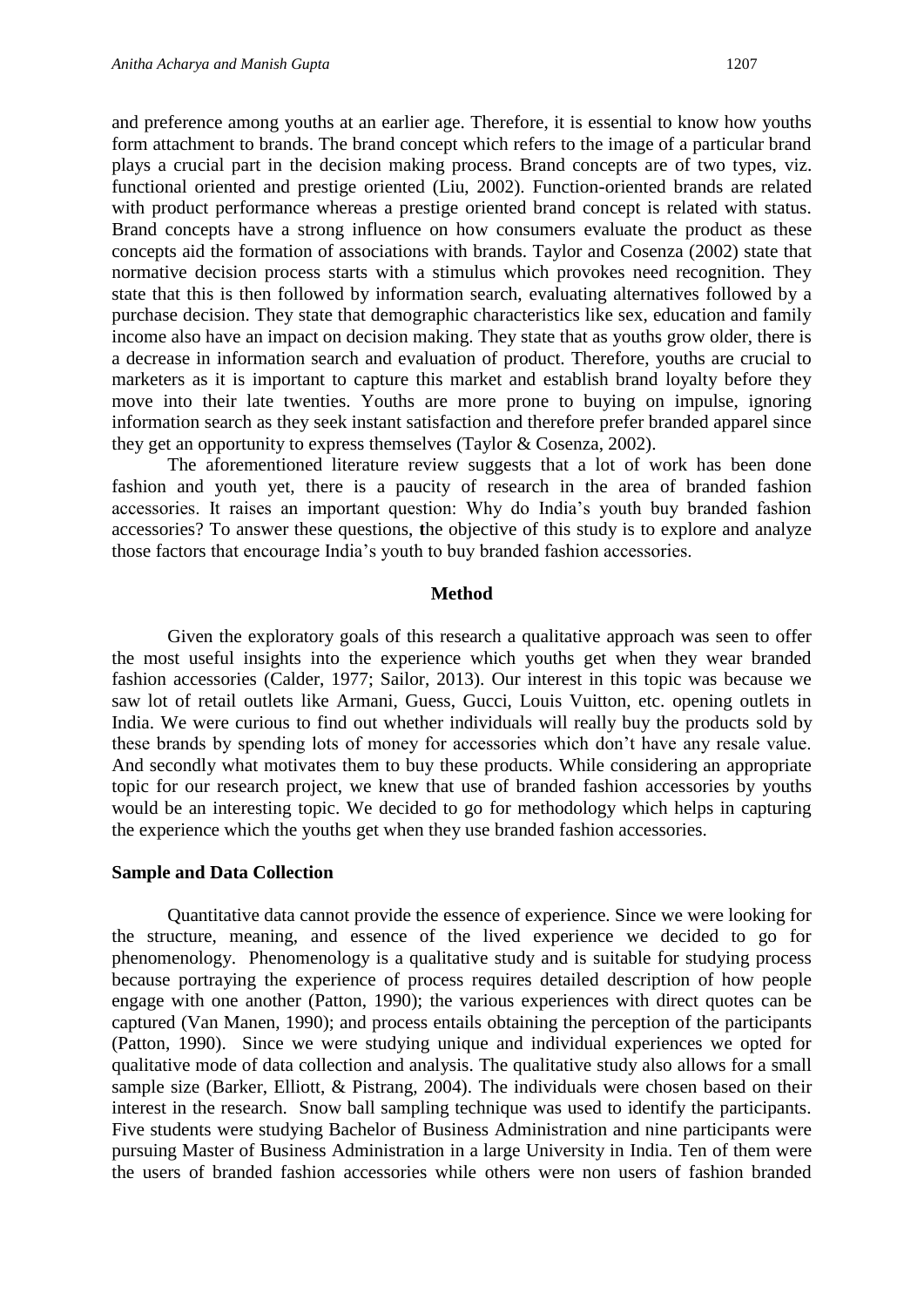and preference among youths at an earlier age. Therefore, it is essential to know how youths form attachment to brands. The brand concept which refers to the image of a particular brand plays a crucial part in the decision making process. Brand concepts are of two types, viz. functional oriented and prestige oriented (Liu, 2002). Function-oriented brands are related with product performance whereas a prestige oriented brand concept is related with status. Brand concepts have a strong influence on how consumers evaluate the product as these concepts aid the formation of associations with brands. Taylor and Cosenza (2002) state that normative decision process starts with a stimulus which provokes need recognition. They state that this is then followed by information search, evaluating alternatives followed by a purchase decision. They state that demographic characteristics like sex, education and family income also have an impact on decision making. They state that as youths grow older, there is a decrease in information search and evaluation of product. Therefore, youths are crucial to marketers as it is important to capture this market and establish brand loyalty before they move into their late twenties. Youths are more prone to buying on impulse, ignoring information search as they seek instant satisfaction and therefore prefer branded apparel since they get an opportunity to express themselves (Taylor & Cosenza, 2002).

The aforementioned literature review suggests that a lot of work has been done fashion and youth yet, there is a paucity of research in the area of branded fashion accessories. It raises an important question: Why do India's youth buy branded fashion accessories? To answer these questions, **t**he objective of this study is to explore and analyze those factors that encourage India's youth to buy branded fashion accessories.

## Method

Given the exploratory goals of this research a qualitative approach was seen to offer the most useful insights into the experience which youths get when they wear branded fashion accessories (Calder, 1977; Sailor, 2013). Our interest in this topic was because we saw lot of retail outlets like Armani, Guess, Gucci, Louis Vuitton, etc. opening outlets in India. We were curious to find out whether individuals will really buy the products sold by these brands by spending lots of money for accessories which don't have any resale value. And secondly what motivates them to buy these products. While considering an appropriate topic for our research project, we knew that use of branded fashion accessories by youths would be an interesting topic. We decided to go for methodology which helps in capturing the experience which the youths get when they use branded fashion accessories.

### Sample and Data Collection

Quantitative data cannot provide the essence of experience. Since we were looking for the structure, meaning, and essence of the lived experience we decided to go for phenomenology. Phenomenology is a qualitative study and is suitable for studying process because portraying the experience of process requires detailed description of how people engage with one another (Patton, 1990); the various experiences with direct quotes can be captured (Van Manen, 1990); and process entails obtaining the perception of the participants (Patton, 1990). Since we were studying unique and individual experiences we opted for qualitative mode of data collection and analysis. The qualitative study also allows for a small sample size (Barker, Elliott, & Pistrang, 2004). The individuals were chosen based on their interest in the research. Snow ball sampling technique was used to identify the participants. Five students were studying Bachelor of Business Administration and nine participants were pursuing Master of Business Administration in a large University in India. Ten of them were the users of branded fashion accessories while others were non users of fashion branded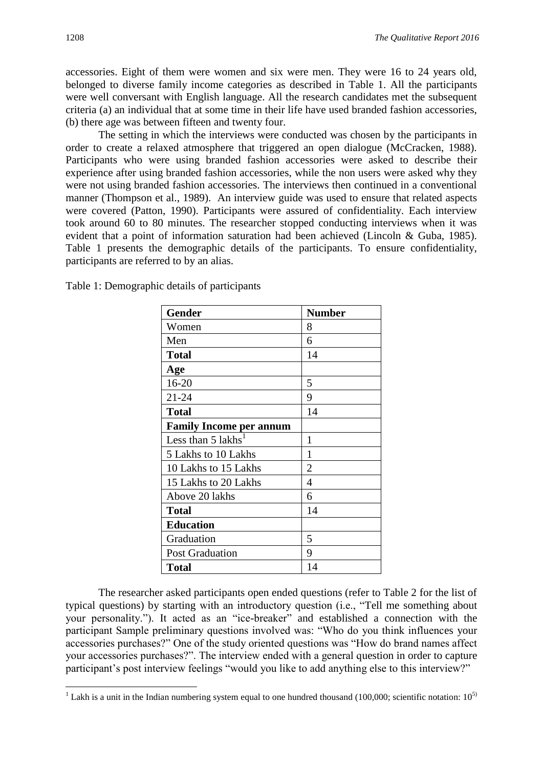accessories. Eight of them were women and six were men. They were 16 to 24 years old, belonged to diverse family income categories as described in Table 1. All the participants were well conversant with English language. All the research candidates met the subsequent criteria (a) an individual that at some time in their life have used branded fashion accessories, (b) there age was between fifteen and twenty four.

The setting in which the interviews were conducted was chosen by the participants in order to create a relaxed atmosphere that triggered an open dialogue (McCracken, 1988). Participants who were using branded fashion accessories were asked to describe their experience after using branded fashion accessories, while the non users were asked why they were not using branded fashion accessories. The interviews then continued in a conventional manner (Thompson et al., 1989). An interview guide was used to ensure that related aspects were covered (Patton, 1990). Participants were assured of confidentiality. Each interview took around 60 to 80 minutes. The researcher stopped conducting interviews when it was evident that a point of information saturation had been achieved (Lincoln & Guba, 1985). Table 1 presents the demographic details of the participants. To ensure confidentiality, participants are referred to by an alias.

Table 1: Demographic details of participants

| **Gender** | **Number** |
|---|---|
| Women | 8 |
| Men | 6 |
| **Total** | 14 |
| **Age** | |
| 16-20 | 5 |
| 21-24 | 9 |
| **Total** | 14 |
| **Family Income per annum** | |
| Less than 5 lakhs[1] | 1 |
| 5 Lakhs to 10 Lakhs | 1 |
| 10 Lakhs to 15 Lakhs | 2 |
| 15 Lakhs to 20 Lakhs | 4 |
| Above 20 lakhs | 6 |
| **Total** | 14 |
| **Education** | |
| Graduation | 5 |
| Post Graduation | 9 |
| **Total** | 14 |

The researcher asked participants open ended questions (refer to Table 2 for the list of typical questions) by starting with an introductory question (i.e., "Tell me something about your personality."). It acted as an "ice-breaker" and established a connection with the participant Sample preliminary questions involved was: "Who do you think influences your accessories purchases?" One of the study oriented questions was "How do brand names affect your accessories purchases?". The interview ended with a general question in order to capture participant's post interview feelings "would you like to add anything else to this interview?"

[1] Lakh is a unit in the Indian numbering system equal to one hundred thousand (100,000; scientific notation: $10^{5)}$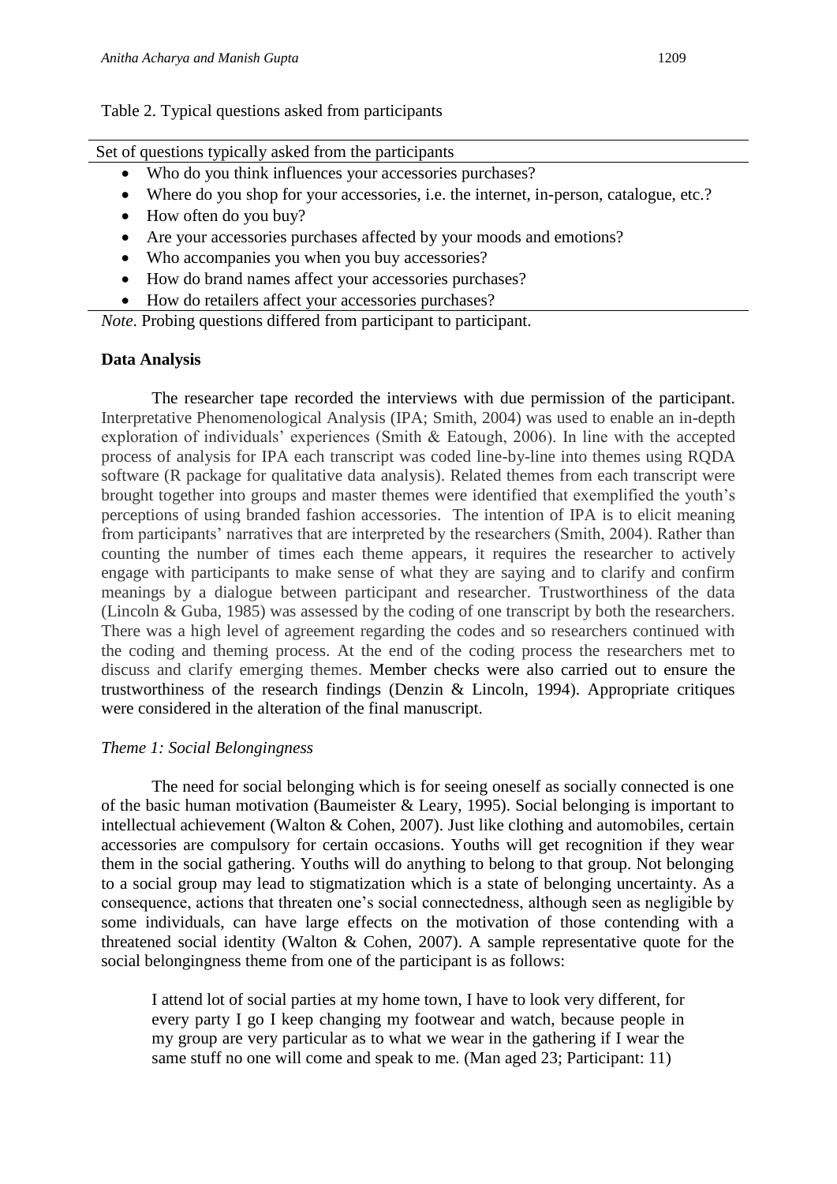Table 2. Typical questions asked from participants

| Set of questions typically asked from the participants |
| --- |
| • Who do you think influences your accessories purchases? |
| • Where do you shop for your accessories, i.e. the internet, in-person, catalogue, etc.? |
| • How often do you buy? |
| • Are your accessories purchases affected by your moods and emotions? |
| • Who accompanies you when you buy accessories? |
| • How do brand names affect your accessories purchases? |
| • How do retailers affect your accessories purchases? |

*Note*. Probing questions differed from participant to participant.

**Data Analysis**

The researcher tape recorded the interviews with due permission of the participant. Interpretative Phenomenological Analysis (IPA; Smith, 2004) was used to enable an in-depth exploration of individuals' experiences (Smith & Eatough, 2006). In line with the accepted process of analysis for IPA each transcript was coded line-by-line into themes using RQDA software (R package for qualitative data analysis). Related themes from each transcript were brought together into groups and master themes were identified that exemplified the youth's perceptions of using branded fashion accessories. The intention of IPA is to elicit meaning from participants' narratives that are interpreted by the researchers (Smith, 2004). Rather than counting the number of times each theme appears, it requires the researcher to actively engage with participants to make sense of what they are saying and to clarify and confirm meanings by a dialogue between participant and researcher. Trustworthiness of the data (Lincoln & Guba, 1985) was assessed by the coding of one transcript by both the researchers. There was a high level of agreement regarding the codes and so researchers continued with the coding and theming process. At the end of the coding process the researchers met to discuss and clarify emerging themes. Member checks were also carried out to ensure the trustworthiness of the research findings (Denzin & Lincoln, 1994). Appropriate critiques were considered in the alteration of the final manuscript.

*Theme 1: Social Belongingness*

The need for social belonging which is for seeing oneself as socially connected is one of the basic human motivation (Baumeister & Leary, 1995). Social belonging is important to intellectual achievement (Walton & Cohen, 2007). Just like clothing and automobiles, certain accessories are compulsory for certain occasions. Youths will get recognition if they wear them in the social gathering. Youths will do anything to belong to that group. Not belonging to a social group may lead to stigmatization which is a state of belonging uncertainty. As a consequence, actions that threaten one's social connectedness, although seen as negligible by some individuals, can have large effects on the motivation of those contending with a threatened social identity (Walton & Cohen, 2007). A sample representative quote for the social belongingness theme from one of the participant is as follows:

> I attend lot of social parties at my home town, I have to look very different, for every party I go I keep changing my footwear and watch, because people in my group are very particular as to what we wear in the gathering if I wear the same stuff no one will come and speak to me. (Man aged 23; Participant: 11)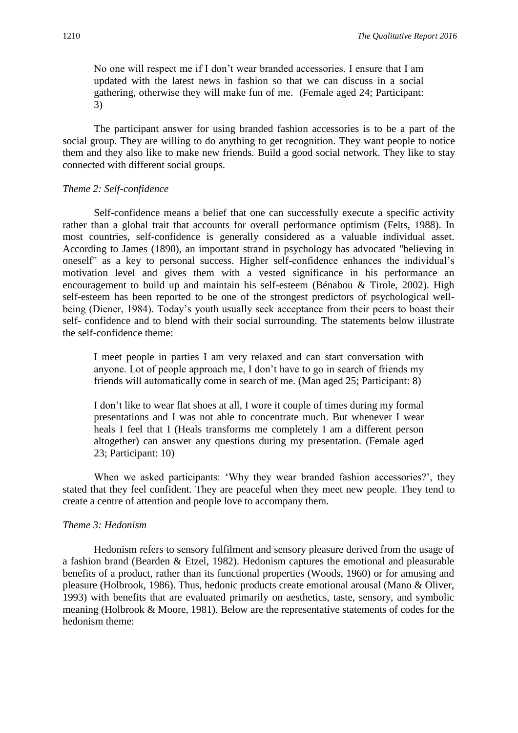> No one will respect me if I don't wear branded accessories. I ensure that I am updated with the latest news in fashion so that we can discuss in a social gathering, otherwise they will make fun of me. (Female aged 24; Participant: 3)

The participant answer for using branded fashion accessories is to be a part of the social group. They are willing to do anything to get recognition. They want people to notice them and they also like to make new friends. Build a good social network. They like to stay connected with different social groups.

*Theme 2: Self-confidence*

Self-confidence means a belief that one can successfully execute a specific activity rather than a global trait that accounts for overall performance optimism (Felts, 1988). In most countries, self-confidence is generally considered as a valuable individual asset. According to James (1890), an important strand in psychology has advocated "believing in oneself" as a key to personal success. Higher self-confidence enhances the individual's motivation level and gives them with a vested significance in his performance an encouragement to build up and maintain his self-esteem (Bénabou & Tirole, 2002). High self-esteem has been reported to be one of the strongest predictors of psychological well-being (Diener, 1984). Today's youth usually seek acceptance from their peers to boast their self- confidence and to blend with their social surrounding. The statements below illustrate the self-confidence theme:

> I meet people in parties I am very relaxed and can start conversation with anyone. Lot of people approach me, I don't have to go in search of friends my friends will automatically come in search of me. (Man aged 25; Participant: 8)

> I don't like to wear flat shoes at all, I wore it couple of times during my formal presentations and I was not able to concentrate much. But whenever I wear heals I feel that I (Heals transforms me completely I am a different person altogether) can answer any questions during my presentation. (Female aged 23; Participant: 10)

When we asked participants: 'Why they wear branded fashion accessories?', they stated that they feel confident. They are peaceful when they meet new people. They tend to create a centre of attention and people love to accompany them.

*Theme 3: Hedonism*

Hedonism refers to sensory fulfilment and sensory pleasure derived from the usage of a fashion brand (Bearden & Etzel, 1982). Hedonism captures the emotional and pleasurable benefits of a product, rather than its functional properties (Woods, 1960) or for amusing and pleasure (Holbrook, 1986). Thus, hedonic products create emotional arousal (Mano & Oliver, 1993) with benefits that are evaluated primarily on aesthetics, taste, sensory, and symbolic meaning (Holbrook & Moore, 1981). Below are the representative statements of codes for the hedonism theme: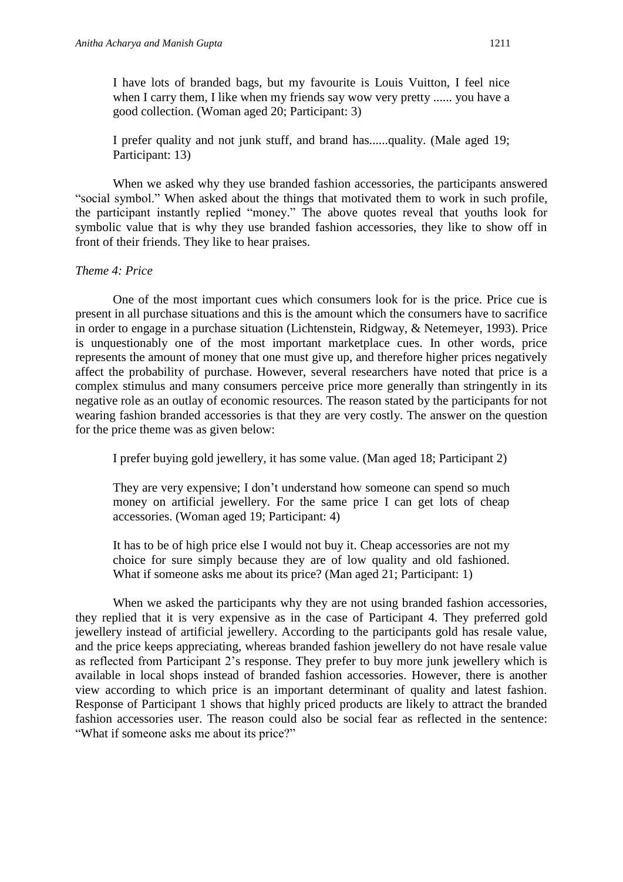> I have lots of branded bags, but my favourite is Louis Vuitton, I feel nice when I carry them, I like when my friends say wow very pretty ...... you have a good collection. (Woman aged 20; Participant: 3)

> I prefer quality and not junk stuff, and brand has......quality. (Male aged 19; Participant: 13)

When we asked why they use branded fashion accessories, the participants answered "social symbol." When asked about the things that motivated them to work in such profile, the participant instantly replied "money." The above quotes reveal that youths look for symbolic value that is why they use branded fashion accessories, they like to show off in front of their friends. They like to hear praises.

*Theme 4: Price*

One of the most important cues which consumers look for is the price. Price cue is present in all purchase situations and this is the amount which the consumers have to sacrifice in order to engage in a purchase situation (Lichtenstein, Ridgway, & Netemeyer, 1993). Price is unquestionably one of the most important marketplace cues. In other words, price represents the amount of money that one must give up, and therefore higher prices negatively affect the probability of purchase. However, several researchers have noted that price is a complex stimulus and many consumers perceive price more generally than stringently in its negative role as an outlay of economic resources. The reason stated by the participants for not wearing fashion branded accessories is that they are very costly. The answer on the question for the price theme was as given below:

> I prefer buying gold jewellery, it has some value. (Man aged 18; Participant 2)

> They are very expensive; I don't understand how someone can spend so much money on artificial jewellery. For the same price I can get lots of cheap accessories. (Woman aged 19; Participant: 4)

> It has to be of high price else I would not buy it. Cheap accessories are not my choice for sure simply because they are of low quality and old fashioned. What if someone asks me about its price? (Man aged 21; Participant: 1)

When we asked the participants why they are not using branded fashion accessories, they replied that it is very expensive as in the case of Participant 4. They preferred gold jewellery instead of artificial jewellery. According to the participants gold has resale value, and the price keeps appreciating, whereas branded fashion jewellery do not have resale value as reflected from Participant 2's response. They prefer to buy more junk jewellery which is available in local shops instead of branded fashion accessories. However, there is another view according to which price is an important determinant of quality and latest fashion. Response of Participant 1 shows that highly priced products are likely to attract the branded fashion accessories user. The reason could also be social fear as reflected in the sentence: "What if someone asks me about its price?"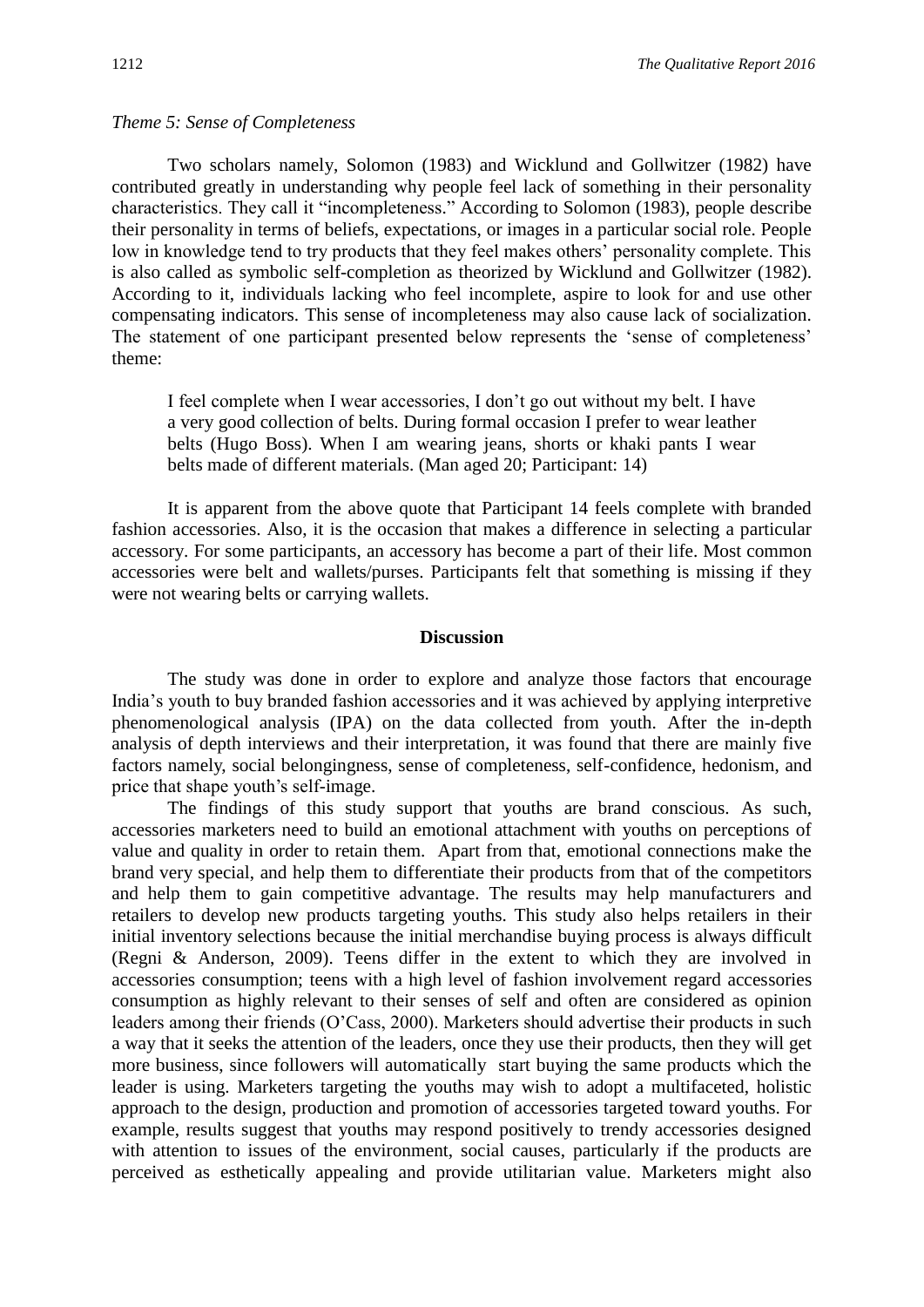*Theme 5: Sense of Completeness*

Two scholars namely, Solomon (1983) and Wicklund and Gollwitzer (1982) have contributed greatly in understanding why people feel lack of something in their personality characteristics. They call it "incompleteness." According to Solomon (1983), people describe their personality in terms of beliefs, expectations, or images in a particular social role. People low in knowledge tend to try products that they feel makes others' personality complete. This is also called as symbolic self-completion as theorized by Wicklund and Gollwitzer (1982). According to it, individuals lacking who feel incomplete, aspire to look for and use other compensating indicators. This sense of incompleteness may also cause lack of socialization. The statement of one participant presented below represents the 'sense of completeness' theme:

> I feel complete when I wear accessories, I don't go out without my belt. I have a very good collection of belts. During formal occasion I prefer to wear leather belts (Hugo Boss). When I am wearing jeans, shorts or khaki pants I wear belts made of different materials. (Man aged 20; Participant: 14)

It is apparent from the above quote that Participant 14 feels complete with branded fashion accessories. Also, it is the occasion that makes a difference in selecting a particular accessory. For some participants, an accessory has become a part of their life. Most common accessories were belt and wallets/purses. Participants felt that something is missing if they were not wearing belts or carrying wallets.

## Discussion

The study was done in order to explore and analyze those factors that encourage India's youth to buy branded fashion accessories and it was achieved by applying interpretive phenomenological analysis (IPA) on the data collected from youth. After the in-depth analysis of depth interviews and their interpretation, it was found that there are mainly five factors namely, social belongingness, sense of completeness, self-confidence, hedonism, and price that shape youth's self-image.

The findings of this study support that youths are brand conscious. As such, accessories marketers need to build an emotional attachment with youths on perceptions of value and quality in order to retain them. Apart from that, emotional connections make the brand very special, and help them to differentiate their products from that of the competitors and help them to gain competitive advantage. The results may help manufacturers and retailers to develop new products targeting youths. This study also helps retailers in their initial inventory selections because the initial merchandise buying process is always difficult (Regni & Anderson, 2009). Teens differ in the extent to which they are involved in accessories consumption; teens with a high level of fashion involvement regard accessories consumption as highly relevant to their senses of self and often are considered as opinion leaders among their friends (O'Cass, 2000). Marketers should advertise their products in such a way that it seeks the attention of the leaders, once they use their products, then they will get more business, since followers will automatically start buying the same products which the leader is using. Marketers targeting the youths may wish to adopt a multifaceted, holistic approach to the design, production and promotion of accessories targeted toward youths. For example, results suggest that youths may respond positively to trendy accessories designed with attention to issues of the environment, social causes, particularly if the products are perceived as esthetically appealing and provide utilitarian value. Marketers might also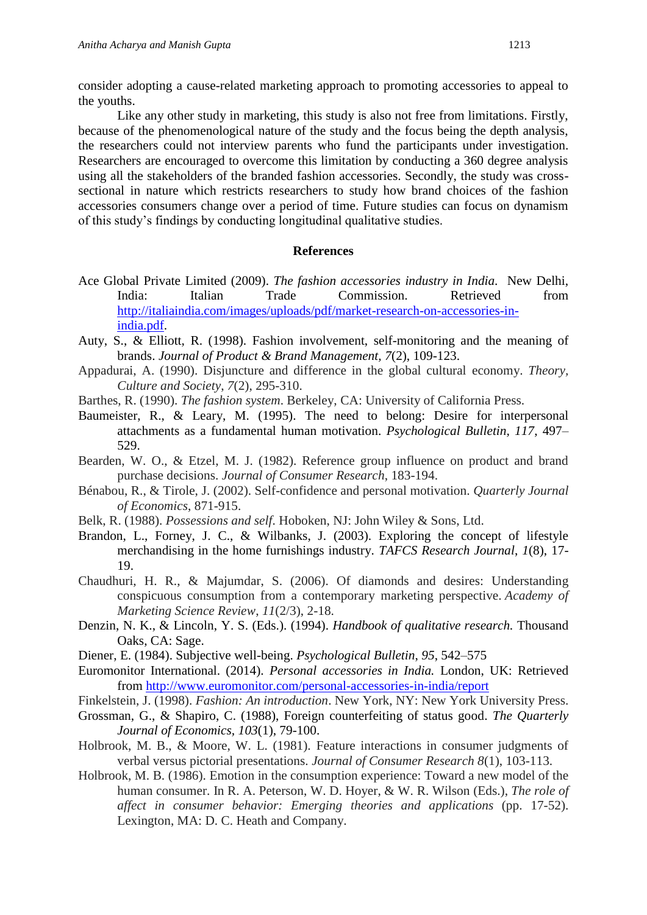consider adopting a cause-related marketing approach to promoting accessories to appeal to the youths.

Like any other study in marketing, this study is also not free from limitations. Firstly, because of the phenomenological nature of the study and the focus being the depth analysis, the researchers could not interview parents who fund the participants under investigation. Researchers are encouraged to overcome this limitation by conducting a 360 degree analysis using all the stakeholders of the branded fashion accessories. Secondly, the study was cross-sectional in nature which restricts researchers to study how brand choices of the fashion accessories consumers change over a period of time. Future studies can focus on dynamism of this study's findings by conducting longitudinal qualitative studies.

## References

Ace Global Private Limited (2009). *The fashion accessories industry in India.* New Delhi, India: Italian Trade Commission. Retrieved from http://italiaindia.com/images/uploads/pdf/market-research-on-accessories-in-india.pdf.

Auty, S., & Elliott, R. (1998). Fashion involvement, self-monitoring and the meaning of brands. *Journal of Product & Brand Management, 7*(2), 109-123.

Appadurai, A. (1990). Disjuncture and difference in the global cultural economy. *Theory, Culture and Society*, *7*(2), 295-310.

Barthes, R. (1990). *The fashion system*. Berkeley, CA: University of California Press.

Baumeister, R., & Leary, M. (1995). The need to belong: Desire for interpersonal attachments as a fundamental human motivation. *Psychological Bulletin, 117*, 497–529.

Bearden, W. O., & Etzel, M. J. (1982). Reference group influence on product and brand purchase decisions. *Journal of Consumer Research*, 183-194.

Bénabou, R., & Tirole, J. (2002). Self-confidence and personal motivation. *Quarterly Journal of Economics*, 871-915.

Belk, R. (1988). *Possessions and self*. Hoboken, NJ: John Wiley & Sons, Ltd.

Brandon, L., Forney, J. C., & Wilbanks, J. (2003). Exploring the concept of lifestyle merchandising in the home furnishings industry. *TAFCS Research Journal*, *1*(8), 17-19.

Chaudhuri, H. R., & Majumdar, S. (2006). Of diamonds and desires: Understanding conspicuous consumption from a contemporary marketing perspective. *Academy of Marketing Science Review*, *11*(2/3), 2-18.

Denzin, N. K., & Lincoln, Y. S. (Eds.). (1994). *Handbook of qualitative research.* Thousand Oaks, CA: Sage.

Diener, E. (1984). Subjective well-being. *Psychological Bulletin*, *95*, 542–575

Euromonitor International. (2014). *Personal accessories in India.* London, UK: Retrieved from http://www.euromonitor.com/personal-accessories-in-india/report

Finkelstein, J. (1998). *Fashion: An introduction*. New York, NY: New York University Press.

Grossman, G., & Shapiro, C. (1988), Foreign counterfeiting of status good. *The Quarterly Journal of Economics*, *103*(1), 79-100.

Holbrook, M. B., & Moore, W. L. (1981). Feature interactions in consumer judgments of verbal versus pictorial presentations. *Journal of Consumer Research 8*(1), 103-113.

Holbrook, M. B. (1986). Emotion in the consumption experience: Toward a new model of the human consumer. In R. A. Peterson, W. D. Hoyer, & W. R. Wilson (Eds.), *The role of affect in consumer behavior: Emerging theories and applications* (pp. 17-52). Lexington, MA: D. C. Heath and Company.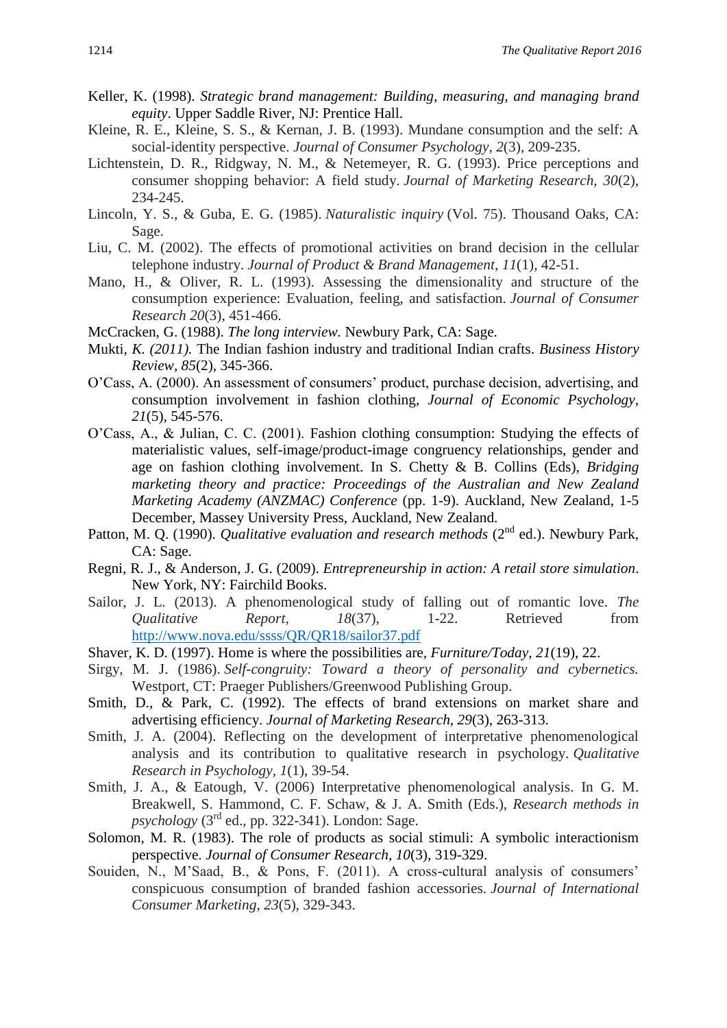Keller, K. (1998). *Strategic brand management: Building, measuring, and managing brand equity*. Upper Saddle River, NJ: Prentice Hall.

Kleine, R. E., Kleine, S. S., & Kernan, J. B. (1993). Mundane consumption and the self: A social-identity perspective. *Journal of Consumer Psychology*, *2*(3), 209-235.

Lichtenstein, D. R., Ridgway, N. M., & Netemeyer, R. G. (1993). Price perceptions and consumer shopping behavior: A field study. *Journal of Marketing Research*, *30*(2), 234-245.

Lincoln, Y. S., & Guba, E. G. (1985). *Naturalistic inquiry* (Vol. 75). Thousand Oaks, CA: Sage.

Liu, C. M. (2002). The effects of promotional activities on brand decision in the cellular telephone industry. *Journal of Product & Brand Management*, *11*(1), 42-51.

Mano, H., & Oliver, R. L. (1993). Assessing the dimensionality and structure of the consumption experience: Evaluation, feeling, and satisfaction. *Journal of Consumer Research 20*(3), 451-466.

McCracken, G. (1988). *The long interview.* Newbury Park, CA: Sage.

Mukti, *K. (2011).* The Indian fashion industry and traditional Indian crafts. *Business History Review*, *85*(2), 345-366.

O'Cass, A. (2000). An assessment of consumers' product, purchase decision, advertising, and consumption involvement in fashion clothing, *Journal of Economic Psychology*, *21*(5), 545-576.

O'Cass, A., & Julian, C. C. (2001). Fashion clothing consumption: Studying the effects of materialistic values, self-image/product-image congruency relationships, gender and age on fashion clothing involvement. In S. Chetty & B. Collins (Eds), *Bridging marketing theory and practice: Proceedings of the Australian and New Zealand Marketing Academy (ANZMAC) Conference* (pp. 1-9). Auckland, New Zealand, 1-5 December, Massey University Press, Auckland, New Zealand.

Patton, M. Q. (1990). *Qualitative evaluation and research methods* (2nd ed.). Newbury Park, CA: Sage.

Regni, R. J., & Anderson, J. G. (2009). *Entrepreneurship in action: A retail store simulation*. New York, NY: Fairchild Books.

Sailor, J. L. (2013). A phenomenological study of falling out of romantic love. *The Qualitative Report*, *18*(37), 1-22. Retrieved from http://www.nova.edu/ssss/QR/QR18/sailor37.pdf

Shaver, K. D. (1997). Home is where the possibilities are, *Furniture/Today*, *21*(19), 22.

Sirgy, M. J. (1986). *Self-congruity: Toward a theory of personality and cybernetics.* Westport, CT: Praeger Publishers/Greenwood Publishing Group.

Smith, D., & Park, C. (1992). The effects of brand extensions on market share and advertising efficiency. *Journal of Marketing Research*, *29*(3), 263-313.

Smith, J. A. (2004). Reflecting on the development of interpretative phenomenological analysis and its contribution to qualitative research in psychology. *Qualitative Research in Psychology*, *1*(1), 39-54.

Smith, J. A., & Eatough, V. (2006) Interpretative phenomenological analysis. In G. M. Breakwell, S. Hammond, C. F. Schaw, & J. A. Smith (Eds.), *Research methods in psychology* (3rd ed., pp. 322-341). London: Sage.

Solomon, M. R. (1983). The role of products as social stimuli: A symbolic interactionism perspective. *Journal of Consumer Research*, *10*(3), 319-329.

Souiden, N., M'Saad, B., & Pons, F. (2011). A cross-cultural analysis of consumers' conspicuous consumption of branded fashion accessories. *Journal of International Consumer Marketing*, *23*(5), 329-343.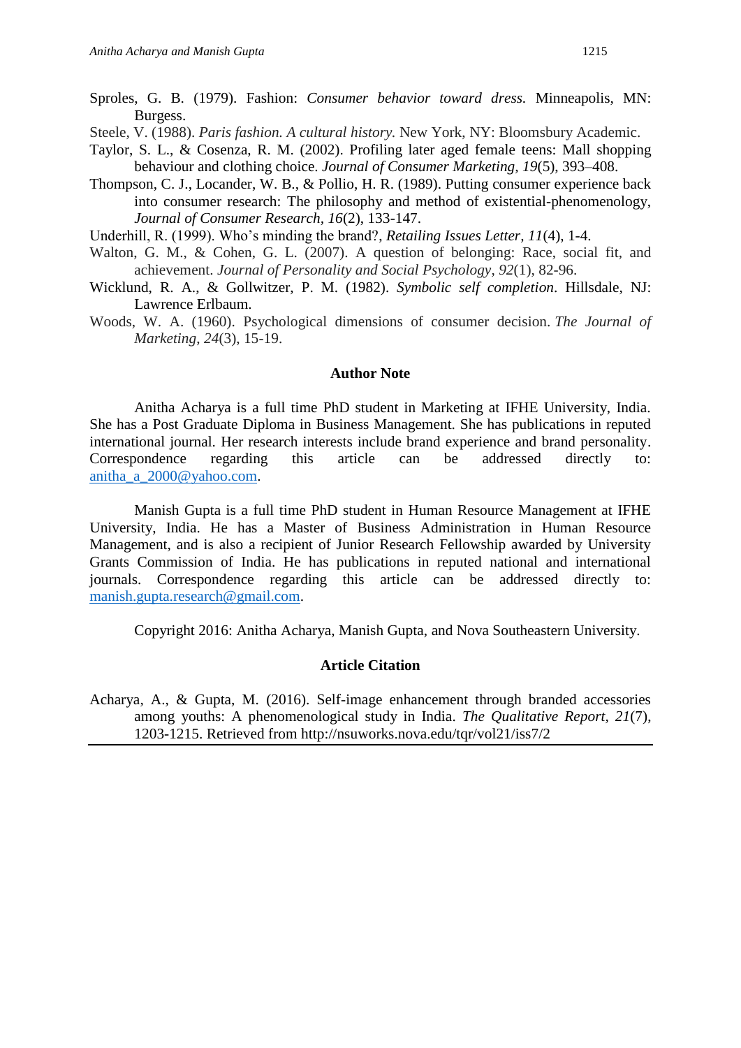Sproles, G. B. (1979). Fashion: *Consumer behavior toward dress.* Minneapolis, MN: Burgess.

Steele, V. (1988). *Paris fashion. A cultural history.* New York, NY: Bloomsbury Academic.

Taylor, S. L., & Cosenza, R. M. (2002). Profiling later aged female teens: Mall shopping behaviour and clothing choice. *Journal of Consumer Marketing*, *19*(5), 393–408.

Thompson, C. J., Locander, W. B., & Pollio, H. R. (1989). Putting consumer experience back into consumer research: The philosophy and method of existential-phenomenology, *Journal of Consumer Research*, *16*(2), 133-147.

Underhill, R. (1999). Who's minding the brand?, *Retailing Issues Letter, 11*(4), 1-4.

Walton, G. M., & Cohen, G. L. (2007). A question of belonging: Race, social fit, and achievement. *Journal of Personality and Social Psychology*, *92*(1), 82-96.

Wicklund, R. A., & Gollwitzer, P. M. (1982). *Symbolic self completion*. Hillsdale, NJ: Lawrence Erlbaum.

Woods, W. A. (1960). Psychological dimensions of consumer decision. *The Journal of Marketing*, *24*(3), 15-19.

## Author Note

Anitha Acharya is a full time PhD student in Marketing at IFHE University, India. She has a Post Graduate Diploma in Business Management. She has publications in reputed international journal. Her research interests include brand experience and brand personality. Correspondence regarding this article can be addressed directly to: anitha_a_2000@yahoo.com.

Manish Gupta is a full time PhD student in Human Resource Management at IFHE University, India. He has a Master of Business Administration in Human Resource Management, and is also a recipient of Junior Research Fellowship awarded by University Grants Commission of India. He has publications in reputed national and international journals. Correspondence regarding this article can be addressed directly to: manish.gupta.research@gmail.com.

Copyright 2016: Anitha Acharya, Manish Gupta, and Nova Southeastern University.

## Article Citation

Acharya, A., & Gupta, M. (2016). Self-image enhancement through branded accessories among youths: A phenomenological study in India. *The Qualitative Report*, *21*(7), 1203-1215. Retrieved from http://nsuworks.nova.edu/tqr/vol21/iss7/2